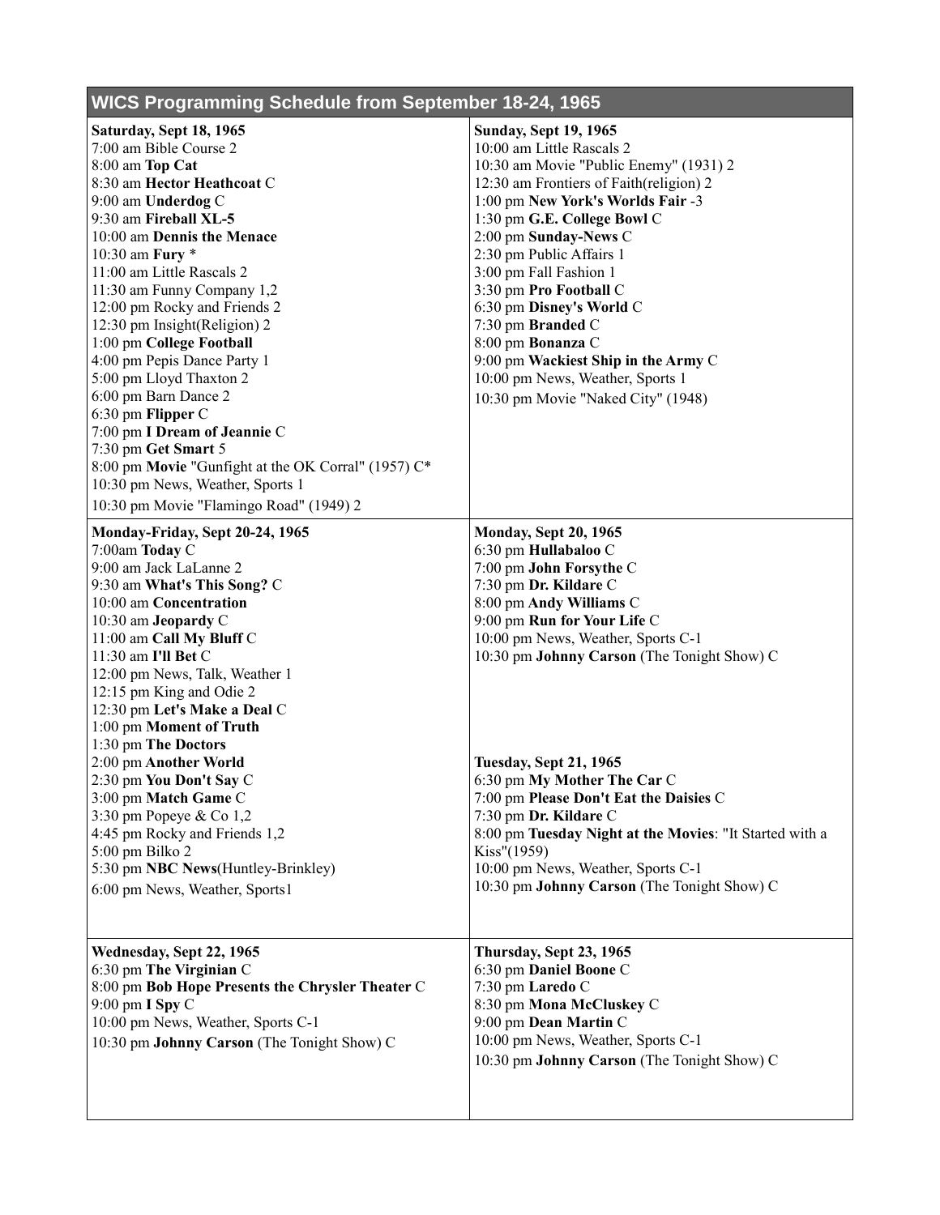# WICS Programming Schedule from September 18-24, 1965

**Saturday, Sept 18, 1965**
7:00 am Bible Course 2
8:00 am **Top Cat**
8:30 am **Hector Heathcoat** C
9:00 am **Underdog** C
9:30 am **Fireball XL-5**
10:00 am **Dennis the Menace**
10:30 am **Fury** *
11:00 am Little Rascals 2
11:30 am Funny Company 1,2
12:00 pm Rocky and Friends 2
12:30 pm Insight(Religion) 2
1:00 pm **College Football**
4:00 pm Pepis Dance Party 1
5:00 pm Lloyd Thaxton 2
6:00 pm Barn Dance 2
6:30 pm **Flipper** C
7:00 pm **I Dream of Jeannie** C
7:30 pm **Get Smart** 5
8:00 pm **Movie** "Gunfight at the OK Corral" (1957) C*
10:30 pm News, Weather, Sports 1
10:30 pm Movie "Flamingo Road" (1949) 2

**Sunday, Sept 19, 1965**
10:00 am Little Rascals 2
10:30 am Movie "Public Enemy" (1931) 2
12:30 am Frontiers of Faith(religion) 2
1:00 pm **New York's Worlds Fair** -3
1:30 pm **G.E. College Bowl** C
2:00 pm **Sunday-News** C
2:30 pm Public Affairs 1
3:00 pm Fall Fashion 1
3:30 pm **Pro Football** C
6:30 pm **Disney's World** C
7:30 pm **Branded** C
8:00 pm **Bonanza** C
9:00 pm **Wackiest Ship in the Army** C
10:00 pm News, Weather, Sports 1
10:30 pm Movie "Naked City" (1948)

**Monday-Friday, Sept 20-24, 1965**
7:00am **Today** C
9:00 am Jack LaLanne 2
9:30 am **What's This Song?** C
10:00 am **Concentration**
10:30 am **Jeopardy** C
11:00 am **Call My Bluff** C
11:30 am **I'll Bet** C
12:00 pm News, Talk, Weather 1
12:15 pm King and Odie 2
12:30 pm **Let's Make a Deal** C
1:00 pm **Moment of Truth**
1:30 pm **The Doctors**
2:00 pm **Another World**
2:30 pm **You Don't Say** C
3:00 pm **Match Game** C
3:30 pm Popeye & Co 1,2
4:45 pm Rocky and Friends 1,2
5:00 pm Bilko 2
5:30 pm **NBC News**(Huntley-Brinkley)
6:00 pm News, Weather, Sports1

**Monday, Sept 20, 1965**
6:30 pm **Hullabaloo** C
7:00 pm **John Forsythe** C
7:30 pm **Dr. Kildare** C
8:00 pm **Andy Williams** C
9:00 pm **Run for Your Life** C
10:00 pm News, Weather, Sports C-1
10:30 pm **Johnny Carson** (The Tonight Show) C

**Tuesday, Sept 21, 1965**
6:30 pm **My Mother The Car** C
7:00 pm **Please Don't Eat the Daisies** C
7:30 pm **Dr. Kildare** C
8:00 pm **Tuesday Night at the Movies**: "It Started with a Kiss"(1959)
10:00 pm News, Weather, Sports C-1
10:30 pm **Johnny Carson** (The Tonight Show) C

**Wednesday, Sept 22, 1965**
6:30 pm **The Virginian** C
8:00 pm **Bob Hope Presents the Chrysler Theater** C
9:00 pm **I Spy** C
10:00 pm News, Weather, Sports C-1
10:30 pm **Johnny Carson** (The Tonight Show) C

**Thursday, Sept 23, 1965**
6:30 pm **Daniel Boone** C
7:30 pm **Laredo** C
8:30 pm **Mona McCluskey** C
9:00 pm **Dean Martin** C
10:00 pm News, Weather, Sports C-1
10:30 pm **Johnny Carson** (The Tonight Show) C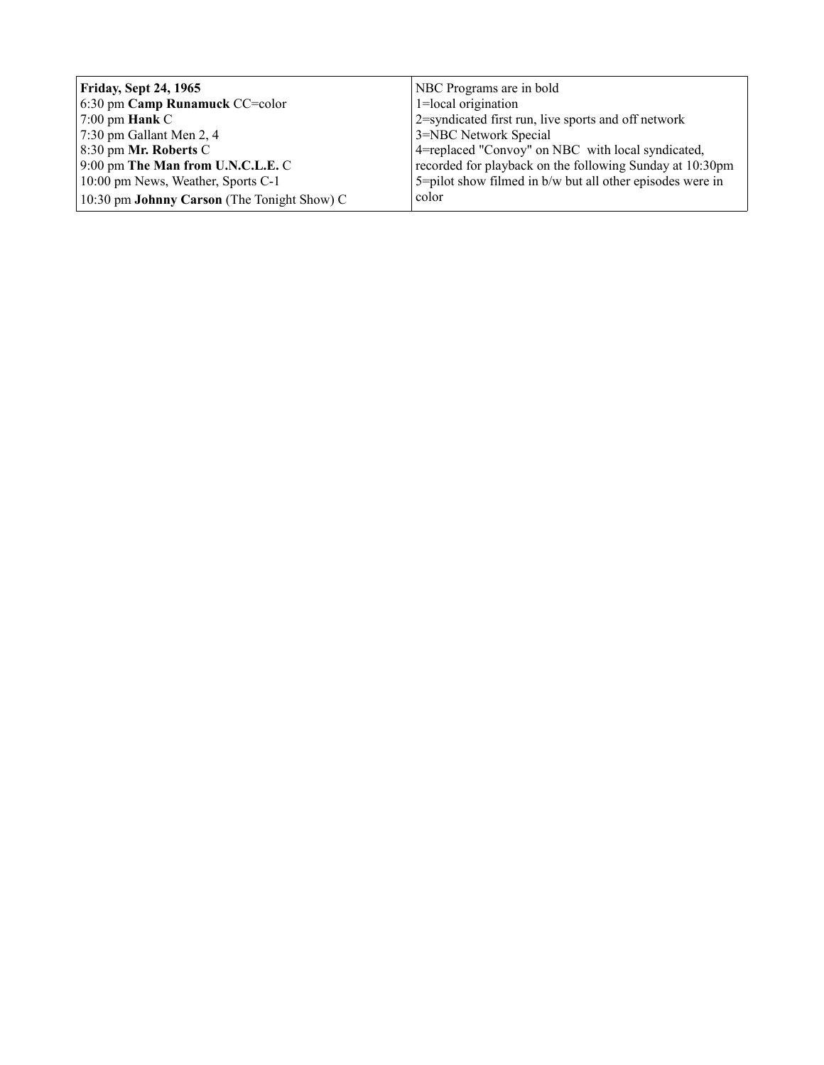| | |
|---|---|
| **Friday, Sept 24, 1965**<br>6:30 pm **Camp Runamuck** CC=color<br>7:00 pm **Hank** C<br>7:30 pm Gallant Men 2, 4<br>8:30 pm **Mr. Roberts** C<br>9:00 pm **The Man from U.N.C.L.E.** C<br>10:00 pm News, Weather, Sports C-1<br>10:30 pm **Johnny Carson** (The Tonight Show) C | NBC Programs are in bold<br>1=local origination<br>2=syndicated first run, live sports and off network<br>3=NBC Network Special<br>4=replaced "Convoy" on NBC with local syndicated, recorded for playback on the following Sunday at 10:30pm<br>5=pilot show filmed in b/w but all other episodes were in color |